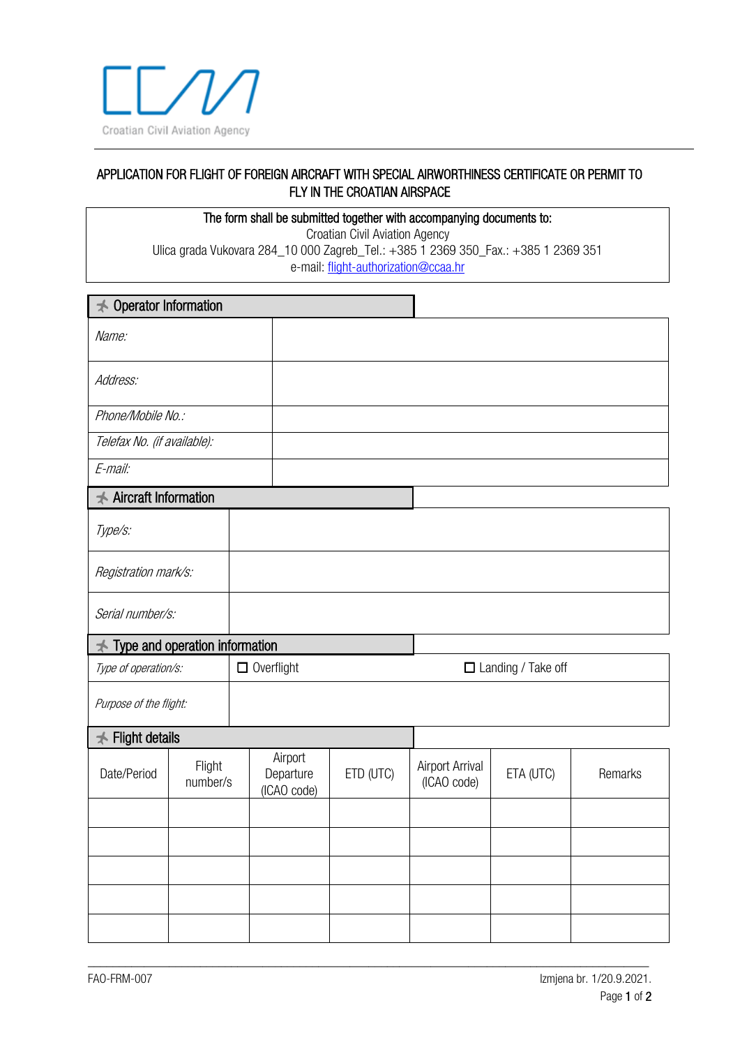Croatian Civil Aviation Agency

# APPLICATION FOR FLIGHT OF FOREIGN AIRCRAFT WITH SPECIAL AIRWORTHINESS CERTIFICATE OR PERMIT TO FLY IN THE CROATIAN AIRSPACE

**The form shall be submitted together with accompanying documents to:**
Croatian Civil Aviation Agency
Ulica grada Vukovara 284_10 000 Zagreb_Tel.: +385 1 2369 350_Fax.: +385 1 2369 351
e-mail: flight-authorization@ccaa.hr

## Operator Information

| | |
|---|---|
| *Name:* | |
| *Address:* | |
| *Phone/Mobile No.:* | |
| *Telefax No. (if available):* | |
| *E-mail:* | |

## Aircraft Information

| | |
|---|---|
| *Type/s:* | |
| *Registration mark/s:* | |
| *Serial number/s:* | |

## Type and operation information

| | | |
|---|---|---|
| *Type of operation/s:* | ☐ Overflight | ☐ Landing / Take off |
| *Purpose of the flight:* | | |

## Flight details

| Date/Period | Flight number/s | Airport Departure (ICAO code) | ETD (UTC) | Airport Arrival (ICAO code) | ETA (UTC) | Remarks |
|---|---|---|---|---|---|---|
| | | | | | | |
| | | | | | | |
| | | | | | | |
| | | | | | | |
| | | | | | | |

FAO-FRM-007 Izmjena br. 1/20.9.2021.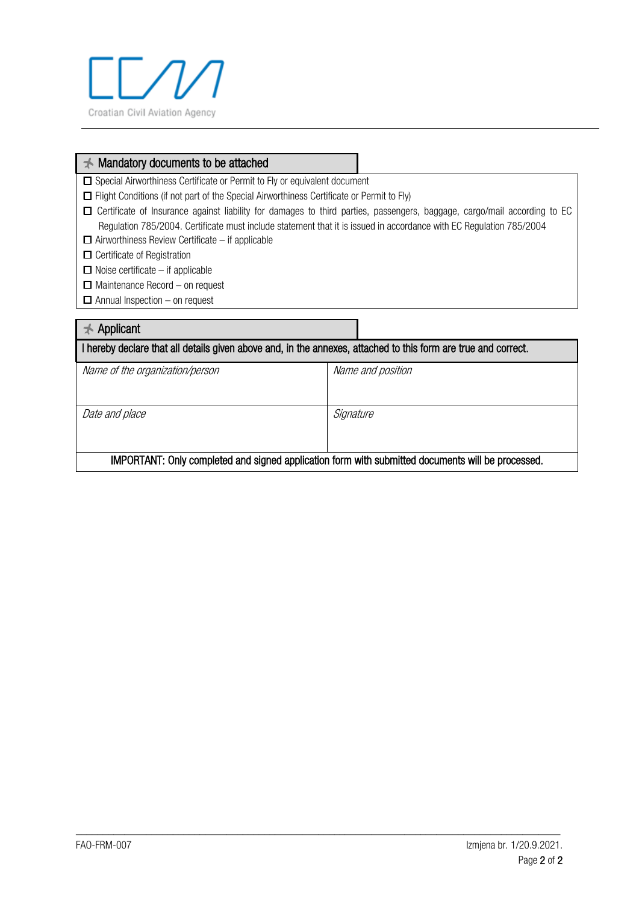Croatian Civil Aviation Agency

## Mandatory documents to be attached

- ☐ Special Airworthiness Certificate or Permit to Fly or equivalent document
- ☐ Flight Conditions (if not part of the Special Airworthiness Certificate or Permit to Fly)
- ☐ Certificate of Insurance against liability for damages to third parties, passengers, baggage, cargo/mail according to EC Regulation 785/2004. Certificate must include statement that it is issued in accordance with EC Regulation 785/2004
- ☐ Airworthiness Review Certificate – if applicable
- ☐ Certificate of Registration
- ☐ Noise certificate – if applicable
- ☐ Maintenance Record – on request
- ☐ Annual Inspection – on request

## Applicant

I hereby declare that all details given above and, in the annexes, attached to this form are true and correct.

| | |
|---|---|
| *Name of the organization/person* | *Name and position* |
| *Date and place* | *Signature* |

**IMPORTANT: Only completed and signed application form with submitted documents will be processed.**

FAO-FRM-007 Izmjena br. 1/20.9.2021.